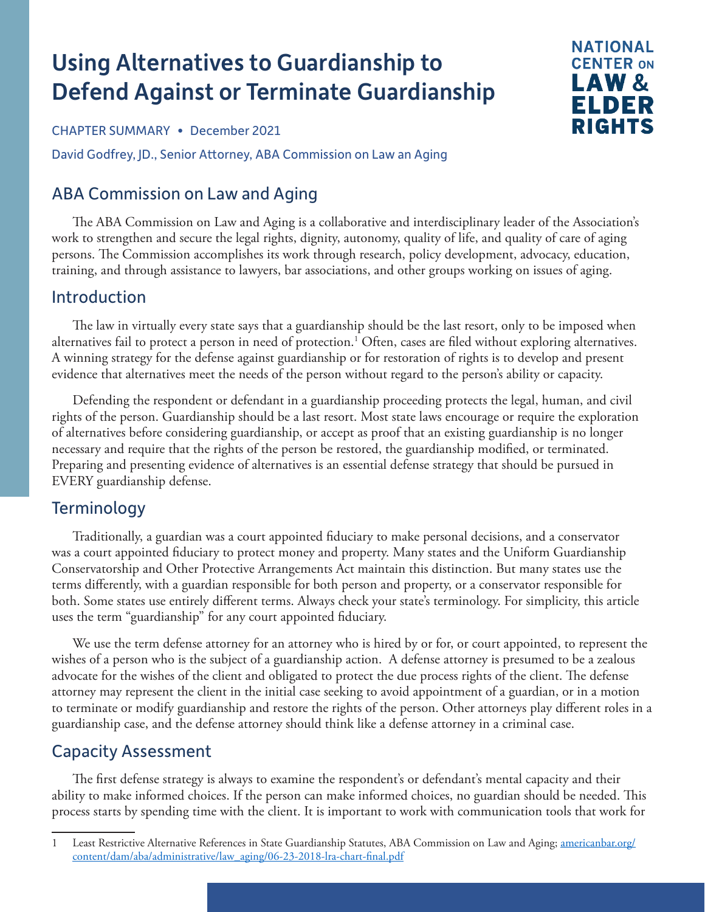# Using Alternatives to Guardianship to Defend Against or Terminate Guardianship

NATIONAL CENTER ON LAW & ELDER RIGHTS

CHAPTER SUMMARY • December 2021

David Godfrey, JD., Senior Attorney, ABA Commission on Law an Aging

## ABA Commission on Law and Aging

The ABA Commission on Law and Aging is a collaborative and interdisciplinary leader of the Association's work to strengthen and secure the legal rights, dignity, autonomy, quality of life, and quality of care of aging persons. The Commission accomplishes its work through research, policy development, advocacy, education, training, and through assistance to lawyers, bar associations, and other groups working on issues of aging.

## Introduction

The law in virtually every state says that a guardianship should be the last resort, only to be imposed when alternatives fail to protect a person in need of protection.[1] Often, cases are filed without exploring alternatives. A winning strategy for the defense against guardianship or for restoration of rights is to develop and present evidence that alternatives meet the needs of the person without regard to the person's ability or capacity.

Defending the respondent or defendant in a guardianship proceeding protects the legal, human, and civil rights of the person. Guardianship should be a last resort. Most state laws encourage or require the exploration of alternatives before considering guardianship, or accept as proof that an existing guardianship is no longer necessary and require that the rights of the person be restored, the guardianship modified, or terminated. Preparing and presenting evidence of alternatives is an essential defense strategy that should be pursued in EVERY guardianship defense.

## Terminology

Traditionally, a guardian was a court appointed fiduciary to make personal decisions, and a conservator was a court appointed fiduciary to protect money and property. Many states and the Uniform Guardianship Conservatorship and Other Protective Arrangements Act maintain this distinction. But many states use the terms differently, with a guardian responsible for both person and property, or a conservator responsible for both. Some states use entirely different terms. Always check your state's terminology. For simplicity, this article uses the term "guardianship" for any court appointed fiduciary.

We use the term defense attorney for an attorney who is hired by or for, or court appointed, to represent the wishes of a person who is the subject of a guardianship action. A defense attorney is presumed to be a zealous advocate for the wishes of the client and obligated to protect the due process rights of the client. The defense attorney may represent the client in the initial case seeking to avoid appointment of a guardian, or in a motion to terminate or modify guardianship and restore the rights of the person. Other attorneys play different roles in a guardianship case, and the defense attorney should think like a defense attorney in a criminal case.

## Capacity Assessment

The first defense strategy is always to examine the respondent's or defendant's mental capacity and their ability to make informed choices. If the person can make informed choices, no guardian should be needed. This process starts by spending time with the client. It is important to work with communication tools that work for

---

1 Least Restrictive Alternative References in State Guardianship Statutes, ABA Commission on Law and Aging; americanbar.org/content/dam/aba/administrative/law_aging/06-23-2018-lra-chart-final.pdf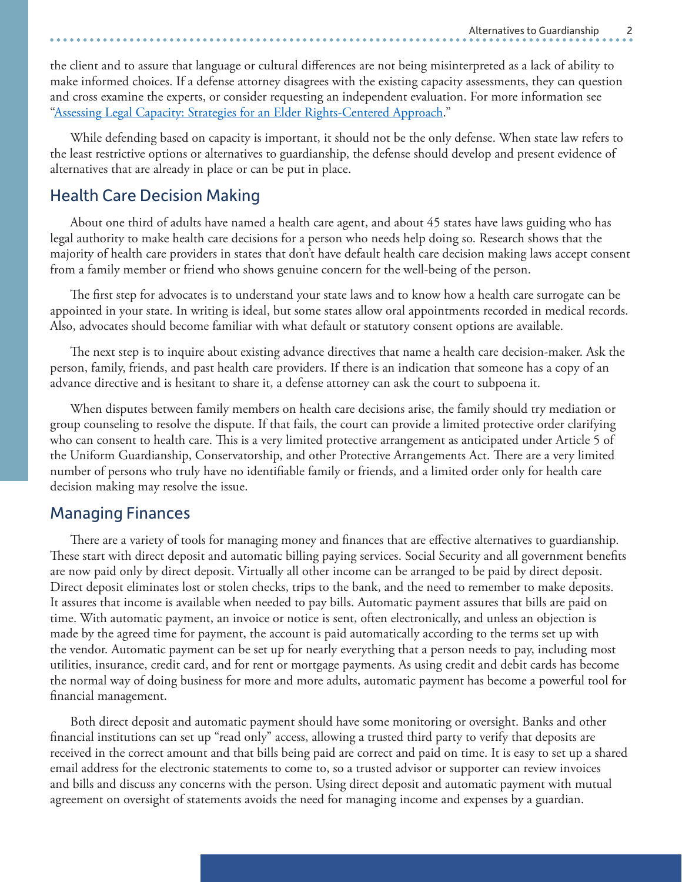the client and to assure that language or cultural differences are not being misinterpreted as a lack of ability to make informed choices. If a defense attorney disagrees with the existing capacity assessments, they can question and cross examine the experts, or consider requesting an independent evaluation. For more information see "Assessing Legal Capacity: Strategies for an Elder Rights-Centered Approach."

While defending based on capacity is important, it should not be the only defense. When state law refers to the least restrictive options or alternatives to guardianship, the defense should develop and present evidence of alternatives that are already in place or can be put in place.

## Health Care Decision Making

About one third of adults have named a health care agent, and about 45 states have laws guiding who has legal authority to make health care decisions for a person who needs help doing so. Research shows that the majority of health care providers in states that don't have default health care decision making laws accept consent from a family member or friend who shows genuine concern for the well-being of the person.

The first step for advocates is to understand your state laws and to know how a health care surrogate can be appointed in your state. In writing is ideal, but some states allow oral appointments recorded in medical records. Also, advocates should become familiar with what default or statutory consent options are available.

The next step is to inquire about existing advance directives that name a health care decision-maker. Ask the person, family, friends, and past health care providers. If there is an indication that someone has a copy of an advance directive and is hesitant to share it, a defense attorney can ask the court to subpoena it.

When disputes between family members on health care decisions arise, the family should try mediation or group counseling to resolve the dispute. If that fails, the court can provide a limited protective order clarifying who can consent to health care. This is a very limited protective arrangement as anticipated under Article 5 of the Uniform Guardianship, Conservatorship, and other Protective Arrangements Act. There are a very limited number of persons who truly have no identifiable family or friends, and a limited order only for health care decision making may resolve the issue.

## Managing Finances

There are a variety of tools for managing money and finances that are effective alternatives to guardianship. These start with direct deposit and automatic billing paying services. Social Security and all government benefits are now paid only by direct deposit. Virtually all other income can be arranged to be paid by direct deposit. Direct deposit eliminates lost or stolen checks, trips to the bank, and the need to remember to make deposits. It assures that income is available when needed to pay bills. Automatic payment assures that bills are paid on time. With automatic payment, an invoice or notice is sent, often electronically, and unless an objection is made by the agreed time for payment, the account is paid automatically according to the terms set up with the vendor. Automatic payment can be set up for nearly everything that a person needs to pay, including most utilities, insurance, credit card, and for rent or mortgage payments. As using credit and debit cards has become the normal way of doing business for more and more adults, automatic payment has become a powerful tool for financial management.

Both direct deposit and automatic payment should have some monitoring or oversight. Banks and other financial institutions can set up "read only" access, allowing a trusted third party to verify that deposits are received in the correct amount and that bills being paid are correct and paid on time. It is easy to set up a shared email address for the electronic statements to come to, so a trusted advisor or supporter can review invoices and bills and discuss any concerns with the person. Using direct deposit and automatic payment with mutual agreement on oversight of statements avoids the need for managing income and expenses by a guardian.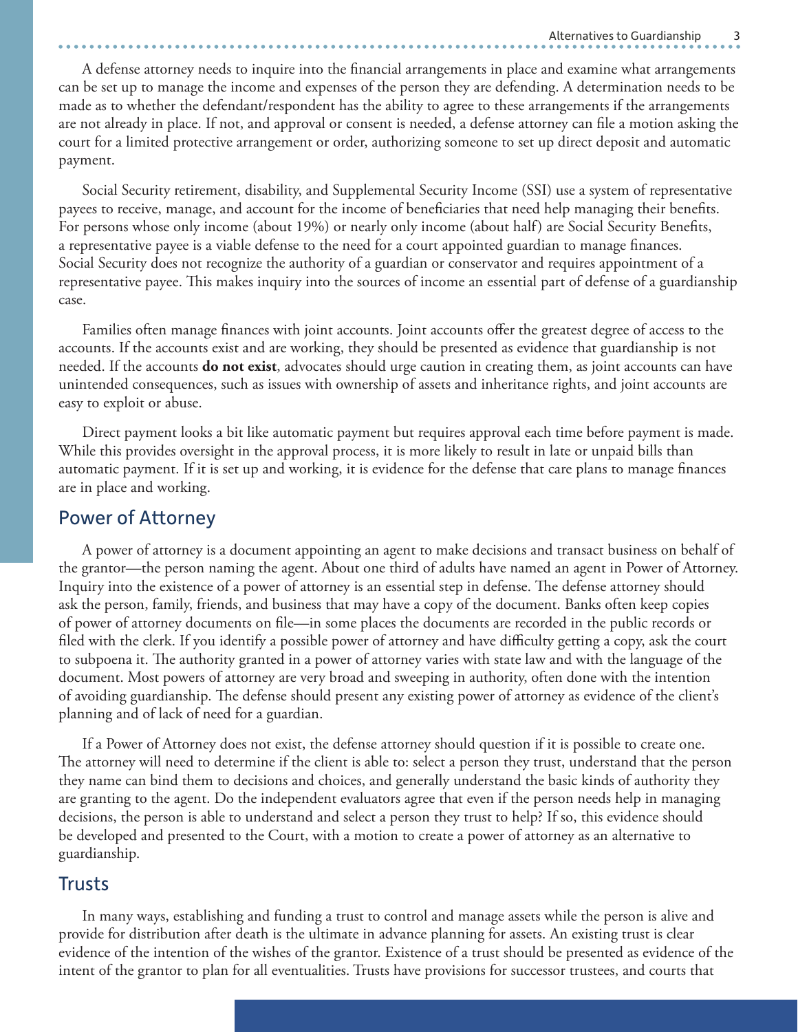A defense attorney needs to inquire into the financial arrangements in place and examine what arrangements can be set up to manage the income and expenses of the person they are defending. A determination needs to be made as to whether the defendant/respondent has the ability to agree to these arrangements if the arrangements are not already in place. If not, and approval or consent is needed, a defense attorney can file a motion asking the court for a limited protective arrangement or order, authorizing someone to set up direct deposit and automatic payment.

Social Security retirement, disability, and Supplemental Security Income (SSI) use a system of representative payees to receive, manage, and account for the income of beneficiaries that need help managing their benefits. For persons whose only income (about 19%) or nearly only income (about half) are Social Security Benefits, a representative payee is a viable defense to the need for a court appointed guardian to manage finances. Social Security does not recognize the authority of a guardian or conservator and requires appointment of a representative payee. This makes inquiry into the sources of income an essential part of defense of a guardianship case.

Families often manage finances with joint accounts. Joint accounts offer the greatest degree of access to the accounts. If the accounts exist and are working, they should be presented as evidence that guardianship is not needed. If the accounts **do not exist**, advocates should urge caution in creating them, as joint accounts can have unintended consequences, such as issues with ownership of assets and inheritance rights, and joint accounts are easy to exploit or abuse.

Direct payment looks a bit like automatic payment but requires approval each time before payment is made. While this provides oversight in the approval process, it is more likely to result in late or unpaid bills than automatic payment. If it is set up and working, it is evidence for the defense that care plans to manage finances are in place and working.

## Power of Attorney

A power of attorney is a document appointing an agent to make decisions and transact business on behalf of the grantor—the person naming the agent. About one third of adults have named an agent in Power of Attorney. Inquiry into the existence of a power of attorney is an essential step in defense. The defense attorney should ask the person, family, friends, and business that may have a copy of the document. Banks often keep copies of power of attorney documents on file—in some places the documents are recorded in the public records or filed with the clerk. If you identify a possible power of attorney and have difficulty getting a copy, ask the court to subpoena it. The authority granted in a power of attorney varies with state law and with the language of the document. Most powers of attorney are very broad and sweeping in authority, often done with the intention of avoiding guardianship. The defense should present any existing power of attorney as evidence of the client's planning and of lack of need for a guardian.

If a Power of Attorney does not exist, the defense attorney should question if it is possible to create one. The attorney will need to determine if the client is able to: select a person they trust, understand that the person they name can bind them to decisions and choices, and generally understand the basic kinds of authority they are granting to the agent. Do the independent evaluators agree that even if the person needs help in managing decisions, the person is able to understand and select a person they trust to help? If so, this evidence should be developed and presented to the Court, with a motion to create a power of attorney as an alternative to guardianship.

## Trusts

In many ways, establishing and funding a trust to control and manage assets while the person is alive and provide for distribution after death is the ultimate in advance planning for assets. An existing trust is clear evidence of the intention of the wishes of the grantor. Existence of a trust should be presented as evidence of the intent of the grantor to plan for all eventualities. Trusts have provisions for successor trustees, and courts that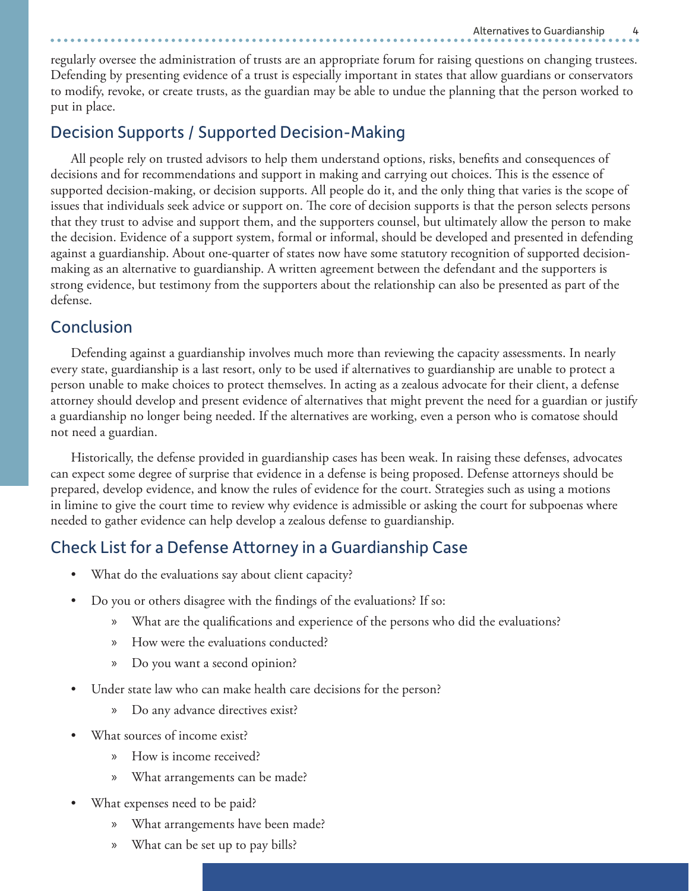regularly oversee the administration of trusts are an appropriate forum for raising questions on changing trustees. Defending by presenting evidence of a trust is especially important in states that allow guardians or conservators to modify, revoke, or create trusts, as the guardian may be able to undue the planning that the person worked to put in place.

## Decision Supports / Supported Decision-Making

All people rely on trusted advisors to help them understand options, risks, benefits and consequences of decisions and for recommendations and support in making and carrying out choices. This is the essence of supported decision-making, or decision supports. All people do it, and the only thing that varies is the scope of issues that individuals seek advice or support on. The core of decision supports is that the person selects persons that they trust to advise and support them, and the supporters counsel, but ultimately allow the person to make the decision. Evidence of a support system, formal or informal, should be developed and presented in defending against a guardianship. About one-quarter of states now have some statutory recognition of supported decision-making as an alternative to guardianship. A written agreement between the defendant and the supporters is strong evidence, but testimony from the supporters about the relationship can also be presented as part of the defense.

## Conclusion

Defending against a guardianship involves much more than reviewing the capacity assessments. In nearly every state, guardianship is a last resort, only to be used if alternatives to guardianship are unable to protect a person unable to make choices to protect themselves. In acting as a zealous advocate for their client, a defense attorney should develop and present evidence of alternatives that might prevent the need for a guardian or justify a guardianship no longer being needed. If the alternatives are working, even a person who is comatose should not need a guardian.

Historically, the defense provided in guardianship cases has been weak. In raising these defenses, advocates can expect some degree of surprise that evidence in a defense is being proposed. Defense attorneys should be prepared, develop evidence, and know the rules of evidence for the court. Strategies such as using a motions in limine to give the court time to review why evidence is admissible or asking the court for subpoenas where needed to gather evidence can help develop a zealous defense to guardianship.

## Check List for a Defense Attorney in a Guardianship Case

- What do the evaluations say about client capacity?
- Do you or others disagree with the findings of the evaluations? If so:
  - What are the qualifications and experience of the persons who did the evaluations?
  - How were the evaluations conducted?
  - Do you want a second opinion?
- Under state law who can make health care decisions for the person?
  - Do any advance directives exist?
- What sources of income exist?
  - How is income received?
  - What arrangements can be made?
- What expenses need to be paid?
  - What arrangements have been made?
  - What can be set up to pay bills?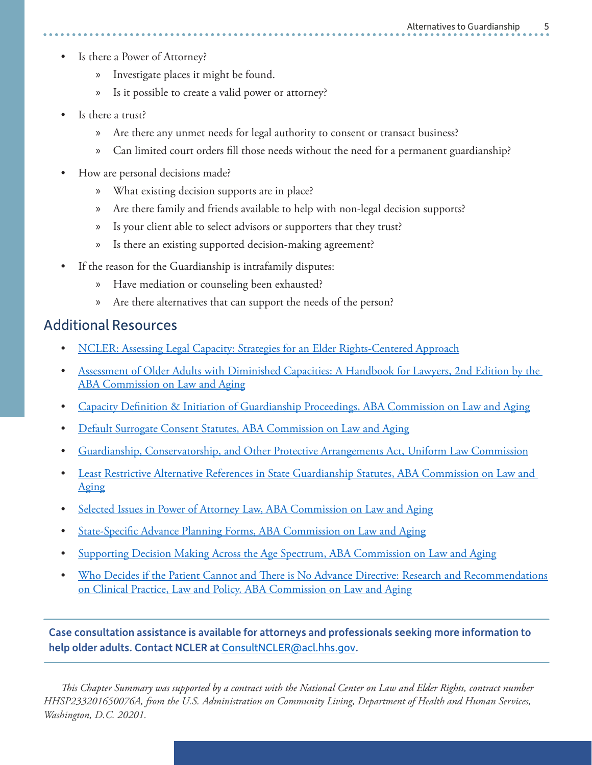- Is there a Power of Attorney?
  - Investigate places it might be found.
  - Is it possible to create a valid power or attorney?
- Is there a trust?
  - Are there any unmet needs for legal authority to consent or transact business?
  - Can limited court orders fill those needs without the need for a permanent guardianship?
- How are personal decisions made?
  - What existing decision supports are in place?
  - Are there family and friends available to help with non-legal decision supports?
  - Is your client able to select advisors or supporters that they trust?
  - Is there an existing supported decision-making agreement?
- If the reason for the Guardianship is intrafamily disputes:
  - Have mediation or counseling been exhausted?
  - Are there alternatives that can support the needs of the person?

## Additional Resources

- NCLER: Assessing Legal Capacity: Strategies for an Elder Rights-Centered Approach
- Assessment of Older Adults with Diminished Capacities: A Handbook for Lawyers, 2nd Edition by the ABA Commission on Law and Aging
- Capacity Definition & Initiation of Guardianship Proceedings, ABA Commission on Law and Aging
- Default Surrogate Consent Statutes, ABA Commission on Law and Aging
- Guardianship, Conservatorship, and Other Protective Arrangements Act, Uniform Law Commission
- Least Restrictive Alternative References in State Guardianship Statutes, ABA Commission on Law and Aging
- Selected Issues in Power of Attorney Law, ABA Commission on Law and Aging
- State-Specific Advance Planning Forms, ABA Commission on Law and Aging
- Supporting Decision Making Across the Age Spectrum, ABA Commission on Law and Aging
- Who Decides if the Patient Cannot and There is No Advance Directive: Research and Recommendations on Clinical Practice, Law and Policy. ABA Commission on Law and Aging

**Case consultation assistance is available for attorneys and professionals seeking more information to help older adults. Contact NCLER at ConsultNCLER@acl.hhs.gov.**

*This Chapter Summary was supported by a contract with the National Center on Law and Elder Rights, contract number HHSP233201650076A, from the U.S. Administration on Community Living, Department of Health and Human Services, Washington, D.C. 20201.*